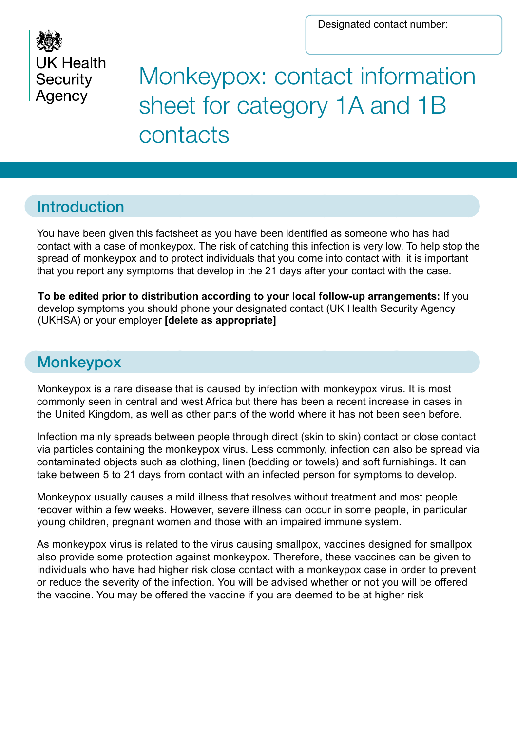Designated contact number:

UK Health Security Agency

# Monkeypox: contact information sheet for category 1A and 1B contacts

## Introduction

You have been given this factsheet as you have been identified as someone who has had contact with a case of monkeypox. The risk of catching this infection is very low. To help stop the spread of monkeypox and to protect individuals that you come into contact with, it is important that you report any symptoms that develop in the 21 days after your contact with the case.

**To be edited prior to distribution according to your local follow-up arrangements:** If you develop symptoms you should phone your designated contact (UK Health Security Agency (UKHSA) or your employer **[delete as appropriate]**

## Monkeypox

Monkeypox is a rare disease that is caused by infection with monkeypox virus. It is most commonly seen in central and west Africa but there has been a recent increase in cases in the United Kingdom, as well as other parts of the world where it has not been seen before.

Infection mainly spreads between people through direct (skin to skin) contact or close contact via particles containing the monkeypox virus. Less commonly, infection can also be spread via contaminated objects such as clothing, linen (bedding or towels) and soft furnishings. It can take between 5 to 21 days from contact with an infected person for symptoms to develop.

Monkeypox usually causes a mild illness that resolves without treatment and most people recover within a few weeks. However, severe illness can occur in some people, in particular young children, pregnant women and those with an impaired immune system.

As monkeypox virus is related to the virus causing smallpox, vaccines designed for smallpox also provide some protection against monkeypox. Therefore, these vaccines can be given to individuals who have had higher risk close contact with a monkeypox case in order to prevent or reduce the severity of the infection. You will be advised whether or not you will be offered the vaccine. You may be offered the vaccine if you are deemed to be at higher risk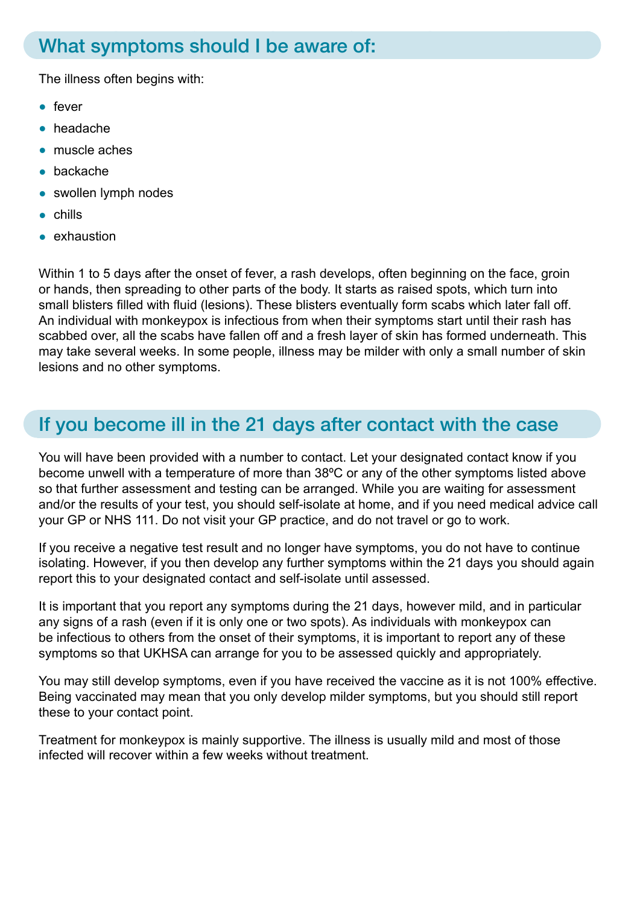## What symptoms should I be aware of:

The illness often begins with:

- fever
- headache
- muscle aches
- backache
- swollen lymph nodes
- chills
- exhaustion

Within 1 to 5 days after the onset of fever, a rash develops, often beginning on the face, groin or hands, then spreading to other parts of the body. It starts as raised spots, which turn into small blisters filled with fluid (lesions). These blisters eventually form scabs which later fall off. An individual with monkeypox is infectious from when their symptoms start until their rash has scabbed over, all the scabs have fallen off and a fresh layer of skin has formed underneath. This may take several weeks. In some people, illness may be milder with only a small number of skin lesions and no other symptoms.

## If you become ill in the 21 days after contact with the case

You will have been provided with a number to contact. Let your designated contact know if you become unwell with a temperature of more than 38ºC or any of the other symptoms listed above so that further assessment and testing can be arranged. While you are waiting for assessment and/or the results of your test, you should self-isolate at home, and if you need medical advice call your GP or NHS 111. Do not visit your GP practice, and do not travel or go to work.

If you receive a negative test result and no longer have symptoms, you do not have to continue isolating. However, if you then develop any further symptoms within the 21 days you should again report this to your designated contact and self-isolate until assessed.

It is important that you report any symptoms during the 21 days, however mild, and in particular any signs of a rash (even if it is only one or two spots). As individuals with monkeypox can be infectious to others from the onset of their symptoms, it is important to report any of these symptoms so that UKHSA can arrange for you to be assessed quickly and appropriately.

You may still develop symptoms, even if you have received the vaccine as it is not 100% effective. Being vaccinated may mean that you only develop milder symptoms, but you should still report these to your contact point.

Treatment for monkeypox is mainly supportive. The illness is usually mild and most of those infected will recover within a few weeks without treatment.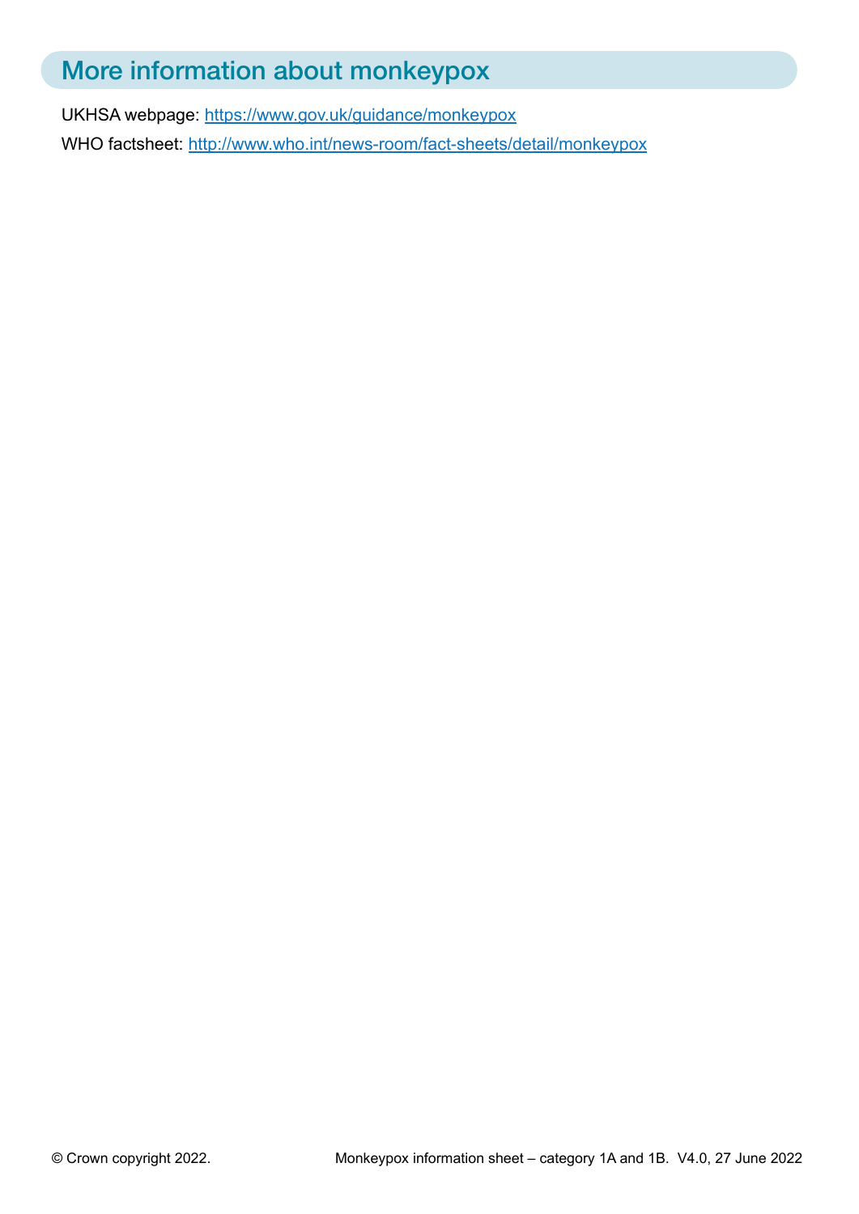## More information about monkeypox

UKHSA webpage: [https://www.gov.uk/guidance/monkeypox](https://www.gov.uk/guidance/monkeypox)

WHO factsheet: [http://www.who.int/news-room/fact-sheets/detail/monkeypox](http://www.who.int/news-room/fact-sheets/detail/monkeypox)

© Crown copyright 2022.

Monkeypox information sheet – category 1A and 1B. V4.0, 27 June 2022